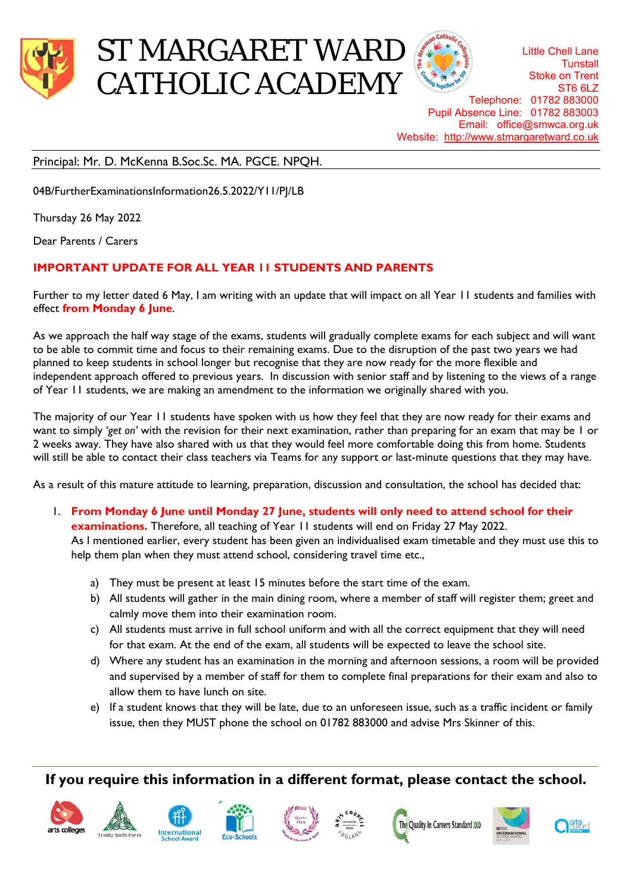# ST MARGARET WARD CATHOLIC ACADEMY

Little Chell Lane
Tunstall
Stoke on Trent
ST6 6LZ
Telephone: 01782 883000
Pupil Absence Line: 01782 883003
Email: office@smwca.org.uk
Website: http://www.stmargaretward.co.uk

Principal: Mr. D. McKenna B.Soc.Sc. MA. PGCE. NPQH.

04B/FurtherExaminationsInformation26.5.2022/Y11/PJ/LB

Thursday 26 May 2022

Dear Parents / Carers

**IMPORTANT UPDATE FOR ALL YEAR 11 STUDENTS AND PARENTS**

Further to my letter dated 6 May, I am writing with an update that will impact on all Year 11 students and families with effect **from Monday 6 June**.

As we approach the half way stage of the exams, students will gradually complete exams for each subject and will want to be able to commit time and focus to their remaining exams. Due to the disruption of the past two years we had planned to keep students in school longer but recognise that they are now ready for the more flexible and independent approach offered to previous years. In discussion with senior staff and by listening to the views of a range of Year 11 students, we are making an amendment to the information we originally shared with you.

The majority of our Year 11 students have spoken with us how they feel that they are now ready for their exams and want to simply *'get on'* with the revision for their next examination, rather than preparing for an exam that may be 1 or 2 weeks away. They have also shared with us that they would feel more comfortable doing this from home. Students will still be able to contact their class teachers via Teams for any support or last-minute questions that they may have.

As a result of this mature attitude to learning, preparation, discussion and consultation, the school has decided that:

1. **From Monday 6 June until Monday 27 June, students will only need to attend school for their examinations.** Therefore, all teaching of Year 11 students will end on Friday 27 May 2022.
   As I mentioned earlier, every student has been given an individualised exam timetable and they must use this to help them plan when they must attend school, considering travel time etc.,

   a) They must be present at least 15 minutes before the start time of the exam.
   b) All students will gather in the main dining room, where a member of staff will register them; greet and calmly move them into their examination room.
   c) All students must arrive in full school uniform and with all the correct equipment that they will need for that exam. At the end of the exam, all students will be expected to leave the school site.
   d) Where any student has an examination in the morning and afternoon sessions, a room will be provided and supervised by a member of staff for them to complete final preparations for their exam and also to allow them to have lunch on site.
   e) If a student knows that they will be late, due to an unforeseen issue, such as a traffic incident or family issue, then they MUST phone the school on 01782 883000 and advise Mrs Skinner of this.

**If you require this information in a different format, please contact the school.**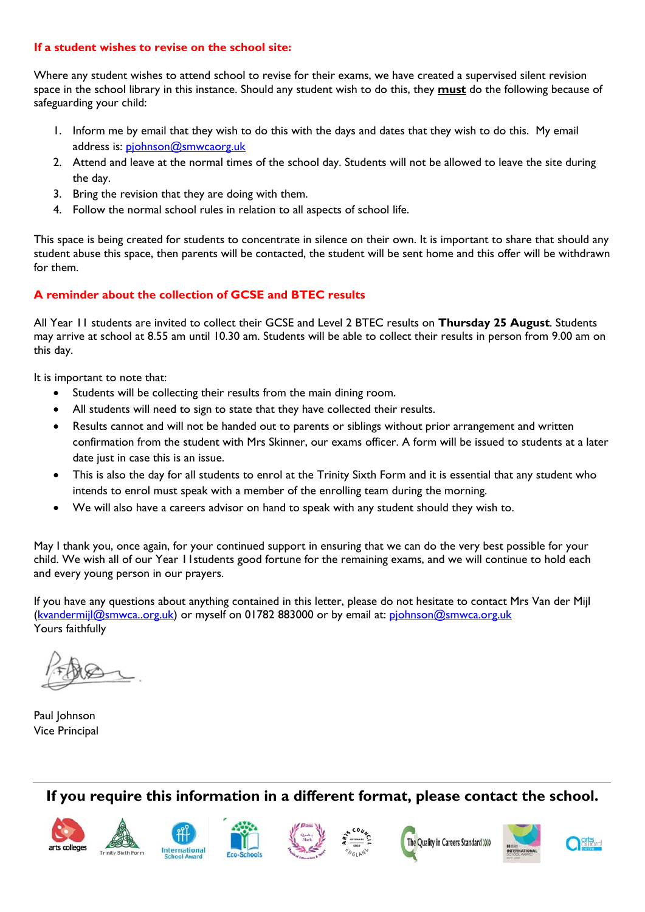**If a student wishes to revise on the school site:**

Where any student wishes to attend school to revise for their exams, we have created a supervised silent revision space in the school library in this instance. Should any student wish to do this, they **must** do the following because of safeguarding your child:

1. Inform me by email that they wish to do this with the days and dates that they wish to do this. My email address is: pjohnson@smwcaorg.uk
2. Attend and leave at the normal times of the school day. Students will not be allowed to leave the site during the day.
3. Bring the revision that they are doing with them.
4. Follow the normal school rules in relation to all aspects of school life.

This space is being created for students to concentrate in silence on their own. It is important to share that should any student abuse this space, then parents will be contacted, the student will be sent home and this offer will be withdrawn for them.

**A reminder about the collection of GCSE and BTEC results**

All Year 11 students are invited to collect their GCSE and Level 2 BTEC results on **Thursday 25 August**. Students may arrive at school at 8.55 am until 10.30 am. Students will be able to collect their results in person from 9.00 am on this day.

It is important to note that:

- Students will be collecting their results from the main dining room.
- All students will need to sign to state that they have collected their results.
- Results cannot and will not be handed out to parents or siblings without prior arrangement and written confirmation from the student with Mrs Skinner, our exams officer. A form will be issued to students at a later date just in case this is an issue.
- This is also the day for all students to enrol at the Trinity Sixth Form and it is essential that any student who intends to enrol must speak with a member of the enrolling team during the morning.
- We will also have a careers advisor on hand to speak with any student should they wish to.

May I thank you, once again, for your continued support in ensuring that we can do the very best possible for your child. We wish all of our Year 11students good fortune for the remaining exams, and we will continue to hold each and every young person in our prayers.

If you have any questions about anything contained in this letter, please do not hesitate to contact Mrs Van der Mijl (kvandermijl@smwca..org.uk) or myself on 01782 883000 or by email at: pjohnson@smwca.org.uk

Yours faithfully

Paul Johnson
Vice Principal

**If you require this information in a different format, please contact the school.**